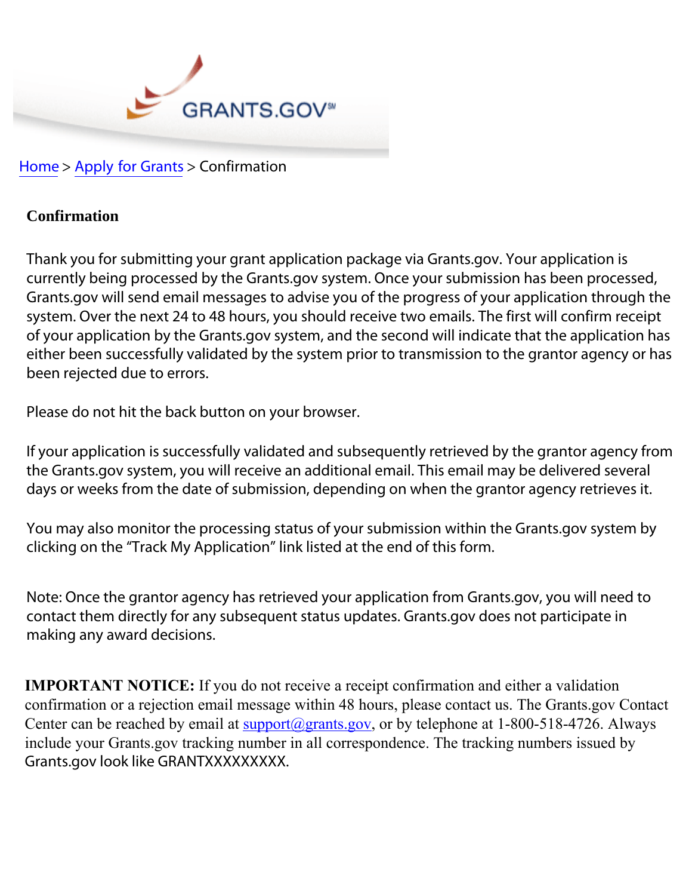GRANTS.GOV℠

[Home](#) > [Apply for Grants](#) > Confirmation

## Confirmation

Thank you for submitting your grant application package via Grants.gov. Your application is currently being processed by the Grants.gov system. Once your submission has been processed, Grants.gov will send email messages to advise you of the progress of your application through the system. Over the next 24 to 48 hours, you should receive two emails. The first will confirm receipt of your application by the Grants.gov system, and the second will indicate that the application has either been successfully validated by the system prior to transmission to the grantor agency or has been rejected due to errors.

Please do not hit the back button on your browser.

If your application is successfully validated and subsequently retrieved by the grantor agency from the Grants.gov system, you will receive an additional email. This email may be delivered several days or weeks from the date of submission, depending on when the grantor agency retrieves it.

You may also monitor the processing status of your submission within the Grants.gov system by clicking on the "Track My Application" link listed at the end of this form.

Note: Once the grantor agency has retrieved your application from Grants.gov, you will need to contact them directly for any subsequent status updates. Grants.gov does not participate in making any award decisions.

**IMPORTANT NOTICE:** If you do not receive a receipt confirmation and either a validation confirmation or a rejection email message within 48 hours, please contact us. The Grants.gov Contact Center can be reached by email at support@grants.gov, or by telephone at 1-800-518-4726. Always include your Grants.gov tracking number in all correspondence. The tracking numbers issued by Grants.gov look like GRANTXXXXXXXX.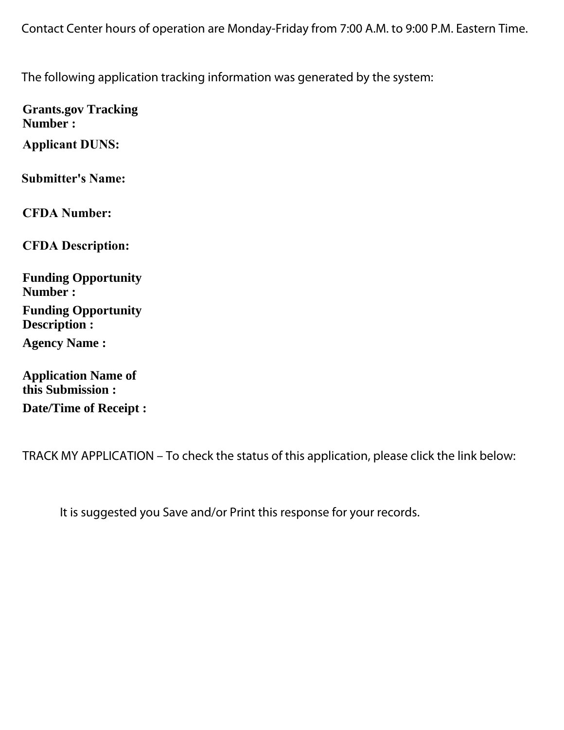Contact Center hours of operation are Monday-Friday from 7:00 A.M. to 9:00 P.M. Eastern Time.

The following application tracking information was generated by the system:

**Grants.gov Tracking Number :**

**Applicant DUNS:**

**Submitter's Name:**

**CFDA Number:**

**CFDA Description:**

**Funding Opportunity Number :**

**Funding Opportunity Description :**

**Agency Name :**

**Application Name of this Submission :**

**Date/Time of Receipt :**

TRACK MY APPLICATION – To check the status of this application, please click the link below:

It is suggested you Save and/or Print this response for your records.